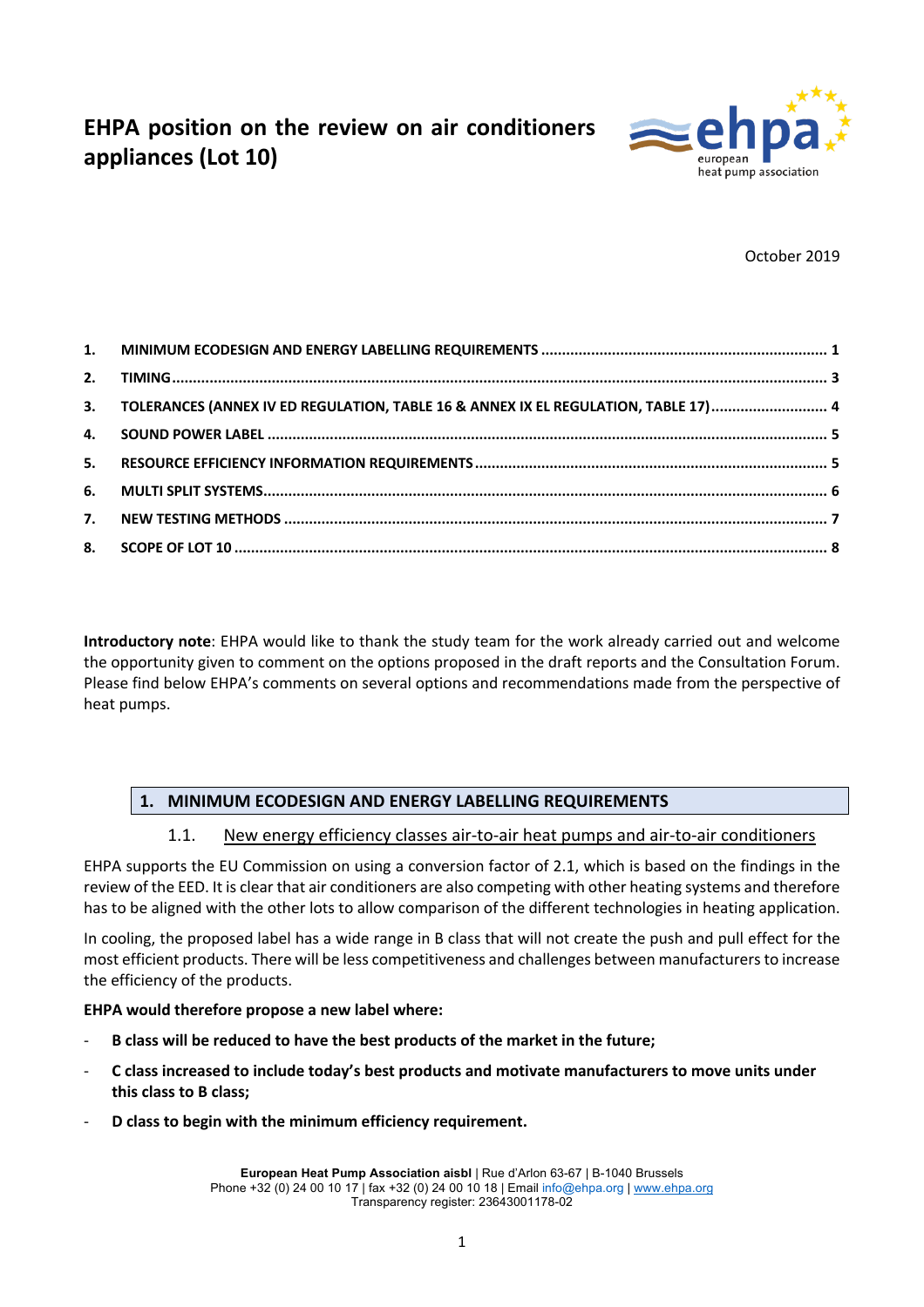# EHPA position on the review on air conditioners appliances (Lot 10)

October 2019

1. MINIMUM ECODESIGN AND ENERGY LABELLING REQUIREMENTS ........ 1
2. TIMING ........ 3
3. TOLERANCES (ANNEX IV ED REGULATION, TABLE 16 & ANNEX IX EL REGULATION, TABLE 17) ........ 4
4. SOUND POWER LABEL ........ 5
5. RESOURCE EFFICIENCY INFORMATION REQUIREMENTS ........ 5
6. MULTI SPLIT SYSTEMS ........ 6
7. NEW TESTING METHODS ........ 7
8. SCOPE OF LOT 10 ........ 8

**Introductory note**: EHPA would like to thank the study team for the work already carried out and welcome the opportunity given to comment on the options proposed in the draft reports and the Consultation Forum. Please find below EHPA's comments on several options and recommendations made from the perspective of heat pumps.

## 1. MINIMUM ECODESIGN AND ENERGY LABELLING REQUIREMENTS

### 1.1. New energy efficiency classes air-to-air heat pumps and air-to-air conditioners

EHPA supports the EU Commission on using a conversion factor of 2.1, which is based on the findings in the review of the EED. It is clear that air conditioners are also competing with other heating systems and therefore has to be aligned with the other lots to allow comparison of the different technologies in heating application.

In cooling, the proposed label has a wide range in B class that will not create the push and pull effect for the most efficient products. There will be less competitiveness and challenges between manufacturers to increase the efficiency of the products.

**EHPA would therefore propose a new label where:**

- **B class will be reduced to have the best products of the market in the future;**
- **C class increased to include today's best products and motivate manufacturers to move units under this class to B class;**
- **D class to begin with the minimum efficiency requirement.**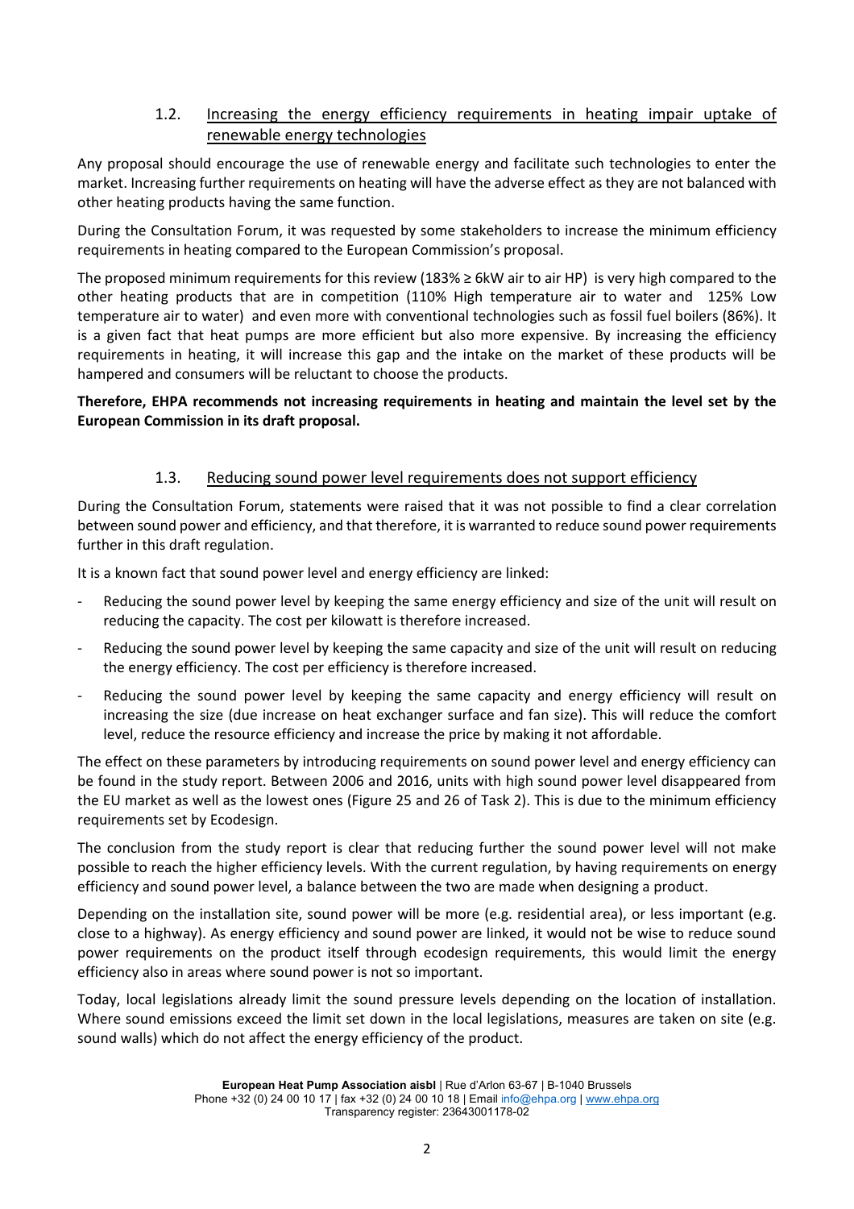### 1.2. Increasing the energy efficiency requirements in heating impair uptake of renewable energy technologies

Any proposal should encourage the use of renewable energy and facilitate such technologies to enter the market. Increasing further requirements on heating will have the adverse effect as they are not balanced with other heating products having the same function.

During the Consultation Forum, it was requested by some stakeholders to increase the minimum efficiency requirements in heating compared to the European Commission's proposal.

The proposed minimum requirements for this review (183% ≥ 6kW air to air HP) is very high compared to the other heating products that are in competition (110% High temperature air to water and 125% Low temperature air to water) and even more with conventional technologies such as fossil fuel boilers (86%). It is a given fact that heat pumps are more efficient but also more expensive. By increasing the efficiency requirements in heating, it will increase this gap and the intake on the market of these products will be hampered and consumers will be reluctant to choose the products.

**Therefore, EHPA recommends not increasing requirements in heating and maintain the level set by the European Commission in its draft proposal.**

### 1.3. Reducing sound power level requirements does not support efficiency

During the Consultation Forum, statements were raised that it was not possible to find a clear correlation between sound power and efficiency, and that therefore, it is warranted to reduce sound power requirements further in this draft regulation.

It is a known fact that sound power level and energy efficiency are linked:

- Reducing the sound power level by keeping the same energy efficiency and size of the unit will result on reducing the capacity. The cost per kilowatt is therefore increased.
- Reducing the sound power level by keeping the same capacity and size of the unit will result on reducing the energy efficiency. The cost per efficiency is therefore increased.
- Reducing the sound power level by keeping the same capacity and energy efficiency will result on increasing the size (due increase on heat exchanger surface and fan size). This will reduce the comfort level, reduce the resource efficiency and increase the price by making it not affordable.

The effect on these parameters by introducing requirements on sound power level and energy efficiency can be found in the study report. Between 2006 and 2016, units with high sound power level disappeared from the EU market as well as the lowest ones (Figure 25 and 26 of Task 2). This is due to the minimum efficiency requirements set by Ecodesign.

The conclusion from the study report is clear that reducing further the sound power level will not make possible to reach the higher efficiency levels. With the current regulation, by having requirements on energy efficiency and sound power level, a balance between the two are made when designing a product.

Depending on the installation site, sound power will be more (e.g. residential area), or less important (e.g. close to a highway). As energy efficiency and sound power are linked, it would not be wise to reduce sound power requirements on the product itself through ecodesign requirements, this would limit the energy efficiency also in areas where sound power is not so important.

Today, local legislations already limit the sound pressure levels depending on the location of installation. Where sound emissions exceed the limit set down in the local legislations, measures are taken on site (e.g. sound walls) which do not affect the energy efficiency of the product.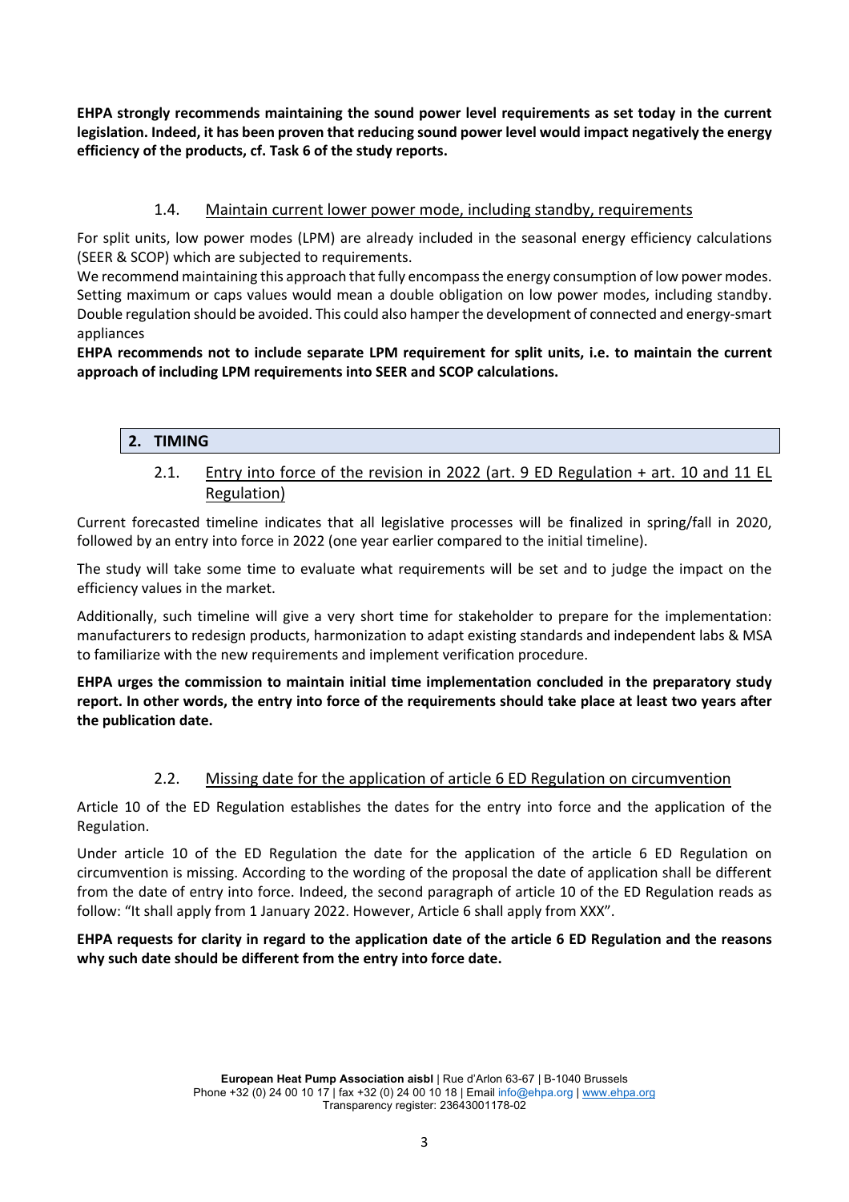**EHPA strongly recommends maintaining the sound power level requirements as set today in the current legislation. Indeed, it has been proven that reducing sound power level would impact negatively the energy efficiency of the products, cf. Task 6 of the study reports.**

### 1.4. Maintain current lower power mode, including standby, requirements

For split units, low power modes (LPM) are already included in the seasonal energy efficiency calculations (SEER & SCOP) which are subjected to requirements.

We recommend maintaining this approach that fully encompass the energy consumption of low power modes. Setting maximum or caps values would mean a double obligation on low power modes, including standby. Double regulation should be avoided. This could also hamper the development of connected and energy-smart appliances

**EHPA recommends not to include separate LPM requirement for split units, i.e. to maintain the current approach of including LPM requirements into SEER and SCOP calculations.**

## 2. TIMING

### 2.1. Entry into force of the revision in 2022 (art. 9 ED Regulation + art. 10 and 11 EL Regulation)

Current forecasted timeline indicates that all legislative processes will be finalized in spring/fall in 2020, followed by an entry into force in 2022 (one year earlier compared to the initial timeline).

The study will take some time to evaluate what requirements will be set and to judge the impact on the efficiency values in the market.

Additionally, such timeline will give a very short time for stakeholder to prepare for the implementation: manufacturers to redesign products, harmonization to adapt existing standards and independent labs & MSA to familiarize with the new requirements and implement verification procedure.

**EHPA urges the commission to maintain initial time implementation concluded in the preparatory study report. In other words, the entry into force of the requirements should take place at least two years after the publication date.**

### 2.2. Missing date for the application of article 6 ED Regulation on circumvention

Article 10 of the ED Regulation establishes the dates for the entry into force and the application of the Regulation.

Under article 10 of the ED Regulation the date for the application of the article 6 ED Regulation on circumvention is missing. According to the wording of the proposal the date of application shall be different from the date of entry into force. Indeed, the second paragraph of article 10 of the ED Regulation reads as follow: "It shall apply from 1 January 2022. However, Article 6 shall apply from XXX".

**EHPA requests for clarity in regard to the application date of the article 6 ED Regulation and the reasons why such date should be different from the entry into force date.**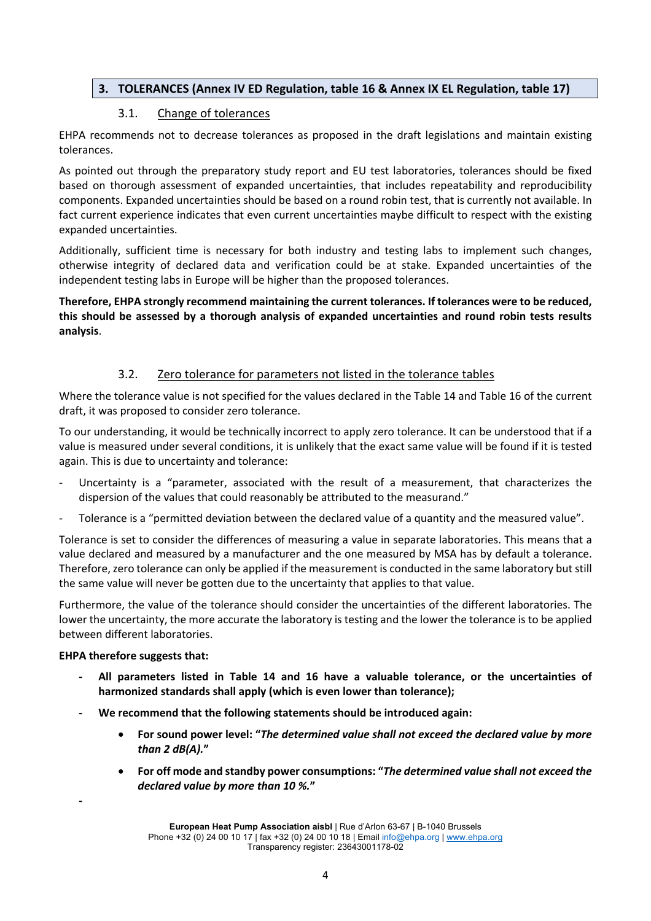## 3. TOLERANCES (Annex IV ED Regulation, table 16 & Annex IX EL Regulation, table 17)

### 3.1. Change of tolerances

EHPA recommends not to decrease tolerances as proposed in the draft legislations and maintain existing tolerances.

As pointed out through the preparatory study report and EU test laboratories, tolerances should be fixed based on thorough assessment of expanded uncertainties, that includes repeatability and reproducibility components. Expanded uncertainties should be based on a round robin test, that is currently not available. In fact current experience indicates that even current uncertainties maybe difficult to respect with the existing expanded uncertainties.

Additionally, sufficient time is necessary for both industry and testing labs to implement such changes, otherwise integrity of declared data and verification could be at stake. Expanded uncertainties of the independent testing labs in Europe will be higher than the proposed tolerances.

**Therefore, EHPA strongly recommend maintaining the current tolerances. If tolerances were to be reduced, this should be assessed by a thorough analysis of expanded uncertainties and round robin tests results analysis**.

### 3.2. Zero tolerance for parameters not listed in the tolerance tables

Where the tolerance value is not specified for the values declared in the Table 14 and Table 16 of the current draft, it was proposed to consider zero tolerance.

To our understanding, it would be technically incorrect to apply zero tolerance. It can be understood that if a value is measured under several conditions, it is unlikely that the exact same value will be found if it is tested again. This is due to uncertainty and tolerance:

- Uncertainty is a "parameter, associated with the result of a measurement, that characterizes the dispersion of the values that could reasonably be attributed to the measurand."
- Tolerance is a "permitted deviation between the declared value of a quantity and the measured value".

Tolerance is set to consider the differences of measuring a value in separate laboratories. This means that a value declared and measured by a manufacturer and the one measured by MSA has by default a tolerance. Therefore, zero tolerance can only be applied if the measurement is conducted in the same laboratory but still the same value will never be gotten due to the uncertainty that applies to that value.

Furthermore, the value of the tolerance should consider the uncertainties of the different laboratories. The lower the uncertainty, the more accurate the laboratory is testing and the lower the tolerance is to be applied between different laboratories.

**EHPA therefore suggests that:**

- **All parameters listed in Table 14 and 16 have a valuable tolerance, or the uncertainties of harmonized standards shall apply (which is even lower than tolerance);**
- **We recommend that the following statements should be introduced again:**
    - **For sound power level: "*The determined value shall not exceed the declared value by more than 2 dB(A).*"**
    - **For off mode and standby power consumptions: "*The determined value shall not exceed the declared value by more than 10 %.*"**
-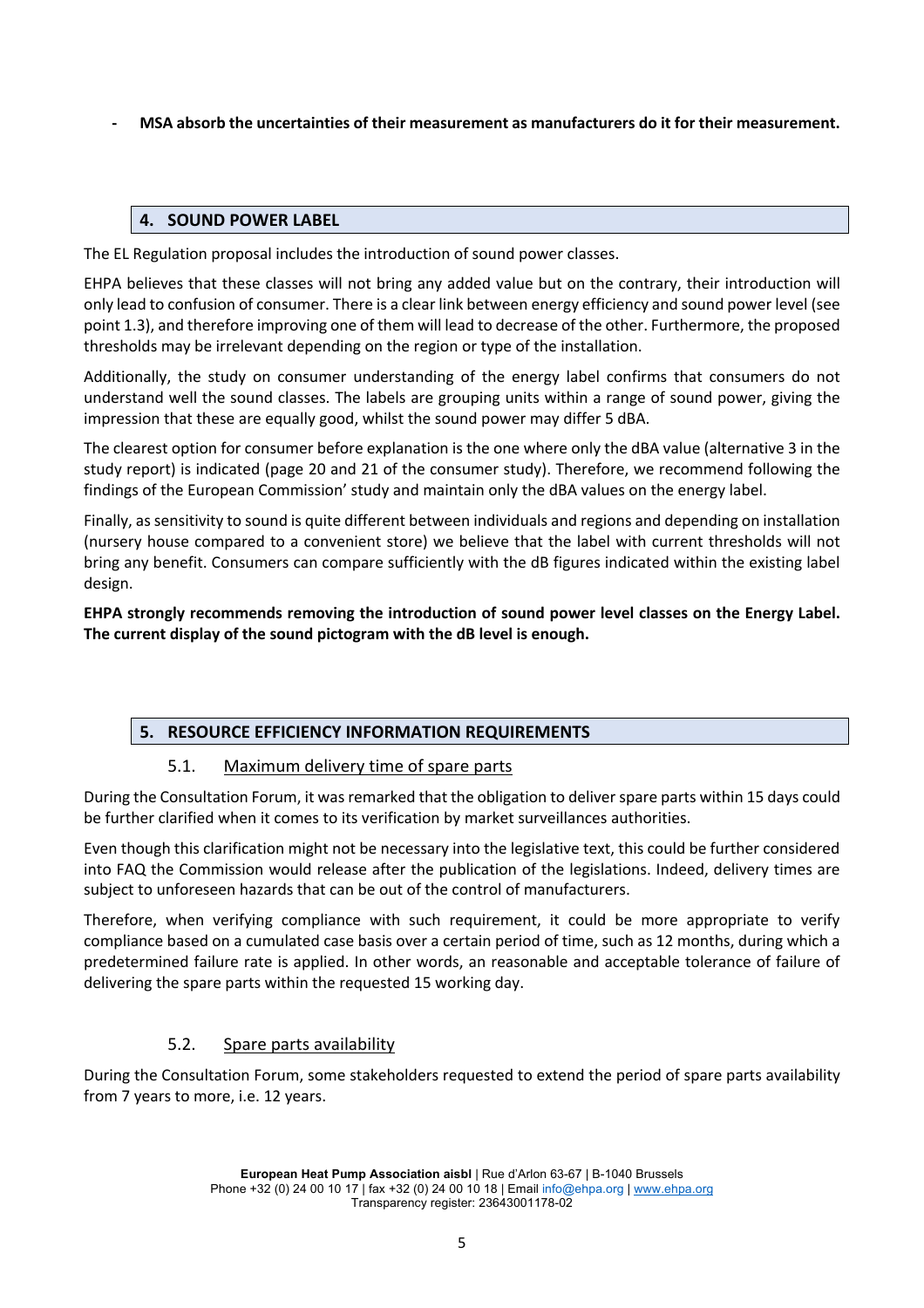- **MSA absorb the uncertainties of their measurement as manufacturers do it for their measurement.**

## 4. SOUND POWER LABEL

The EL Regulation proposal includes the introduction of sound power classes.

EHPA believes that these classes will not bring any added value but on the contrary, their introduction will only lead to confusion of consumer. There is a clear link between energy efficiency and sound power level (see point 1.3), and therefore improving one of them will lead to decrease of the other. Furthermore, the proposed thresholds may be irrelevant depending on the region or type of the installation.

Additionally, the study on consumer understanding of the energy label confirms that consumers do not understand well the sound classes. The labels are grouping units within a range of sound power, giving the impression that these are equally good, whilst the sound power may differ 5 dBA.

The clearest option for consumer before explanation is the one where only the dBA value (alternative 3 in the study report) is indicated (page 20 and 21 of the consumer study). Therefore, we recommend following the findings of the European Commission' study and maintain only the dBA values on the energy label.

Finally, as sensitivity to sound is quite different between individuals and regions and depending on installation (nursery house compared to a convenient store) we believe that the label with current thresholds will not bring any benefit. Consumers can compare sufficiently with the dB figures indicated within the existing label design.

**EHPA strongly recommends removing the introduction of sound power level classes on the Energy Label. The current display of the sound pictogram with the dB level is enough.**

## 5. RESOURCE EFFICIENCY INFORMATION REQUIREMENTS

### 5.1. Maximum delivery time of spare parts

During the Consultation Forum, it was remarked that the obligation to deliver spare parts within 15 days could be further clarified when it comes to its verification by market surveillances authorities.

Even though this clarification might not be necessary into the legislative text, this could be further considered into FAQ the Commission would release after the publication of the legislations. Indeed, delivery times are subject to unforeseen hazards that can be out of the control of manufacturers.

Therefore, when verifying compliance with such requirement, it could be more appropriate to verify compliance based on a cumulated case basis over a certain period of time, such as 12 months, during which a predetermined failure rate is applied. In other words, an reasonable and acceptable tolerance of failure of delivering the spare parts within the requested 15 working day.

### 5.2. Spare parts availability

During the Consultation Forum, some stakeholders requested to extend the period of spare parts availability from 7 years to more, i.e. 12 years.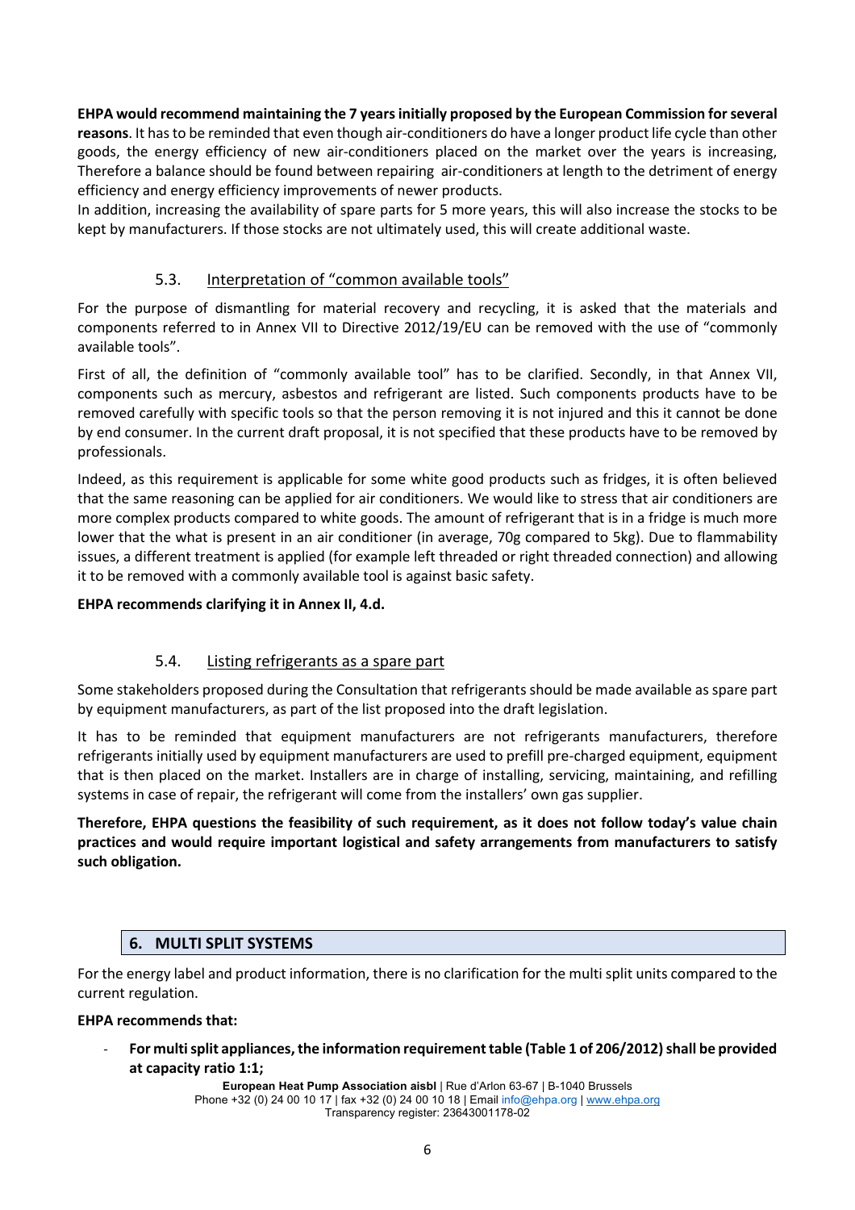**EHPA would recommend maintaining the 7 years initially proposed by the European Commission for several reasons**. It has to be reminded that even though air-conditioners do have a longer product life cycle than other goods, the energy efficiency of new air-conditioners placed on the market over the years is increasing, Therefore a balance should be found between repairing air-conditioners at length to the detriment of energy efficiency and energy efficiency improvements of newer products.

In addition, increasing the availability of spare parts for 5 more years, this will also increase the stocks to be kept by manufacturers. If those stocks are not ultimately used, this will create additional waste.

### 5.3. Interpretation of "common available tools"

For the purpose of dismantling for material recovery and recycling, it is asked that the materials and components referred to in Annex VII to Directive 2012/19/EU can be removed with the use of "commonly available tools".

First of all, the definition of "commonly available tool" has to be clarified. Secondly, in that Annex VII, components such as mercury, asbestos and refrigerant are listed. Such components products have to be removed carefully with specific tools so that the person removing it is not injured and this it cannot be done by end consumer. In the current draft proposal, it is not specified that these products have to be removed by professionals.

Indeed, as this requirement is applicable for some white good products such as fridges, it is often believed that the same reasoning can be applied for air conditioners. We would like to stress that air conditioners are more complex products compared to white goods. The amount of refrigerant that is in a fridge is much more lower that the what is present in an air conditioner (in average, 70g compared to 5kg). Due to flammability issues, a different treatment is applied (for example left threaded or right threaded connection) and allowing it to be removed with a commonly available tool is against basic safety.

**EHPA recommends clarifying it in Annex II, 4.d.**

### 5.4. Listing refrigerants as a spare part

Some stakeholders proposed during the Consultation that refrigerants should be made available as spare part by equipment manufacturers, as part of the list proposed into the draft legislation.

It has to be reminded that equipment manufacturers are not refrigerants manufacturers, therefore refrigerants initially used by equipment manufacturers are used to prefill pre-charged equipment, equipment that is then placed on the market. Installers are in charge of installing, servicing, maintaining, and refilling systems in case of repair, the refrigerant will come from the installers' own gas supplier.

**Therefore, EHPA questions the feasibility of such requirement, as it does not follow today's value chain practices and would require important logistical and safety arrangements from manufacturers to satisfy such obligation.**

## 6. MULTI SPLIT SYSTEMS

For the energy label and product information, there is no clarification for the multi split units compared to the current regulation.

**EHPA recommends that:**

- **For multi split appliances, the information requirement table (Table 1 of 206/2012) shall be provided at capacity ratio 1:1;**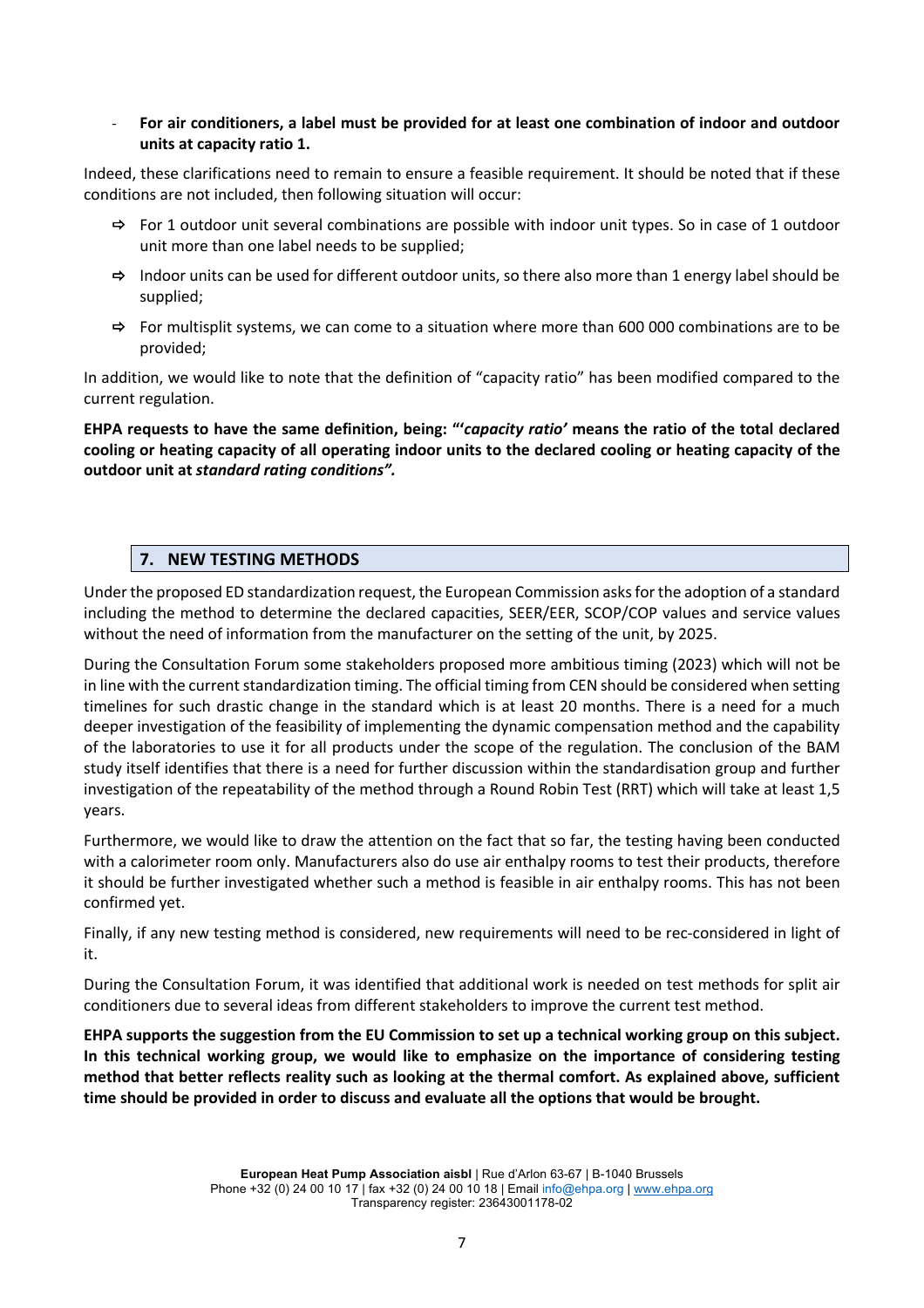- **For air conditioners, a label must be provided for at least one combination of indoor and outdoor units at capacity ratio 1.**

Indeed, these clarifications need to remain to ensure a feasible requirement. It should be noted that if these conditions are not included, then following situation will occur:

- ⇨ For 1 outdoor unit several combinations are possible with indoor unit types. So in case of 1 outdoor unit more than one label needs to be supplied;
- ⇨ Indoor units can be used for different outdoor units, so there also more than 1 energy label should be supplied;
- ⇨ For multisplit systems, we can come to a situation where more than 600 000 combinations are to be provided;

In addition, we would like to note that the definition of "capacity ratio" has been modified compared to the current regulation.

**EHPA requests to have the same definition, being: "'*capacity ratio'* means the ratio of the total declared cooling or heating capacity of all operating indoor units to the declared cooling or heating capacity of the outdoor unit at *standard rating conditions".***

## 7. NEW TESTING METHODS

Under the proposed ED standardization request, the European Commission asks for the adoption of a standard including the method to determine the declared capacities, SEER/EER, SCOP/COP values and service values without the need of information from the manufacturer on the setting of the unit, by 2025.

During the Consultation Forum some stakeholders proposed more ambitious timing (2023) which will not be in line with the current standardization timing. The official timing from CEN should be considered when setting timelines for such drastic change in the standard which is at least 20 months. There is a need for a much deeper investigation of the feasibility of implementing the dynamic compensation method and the capability of the laboratories to use it for all products under the scope of the regulation. The conclusion of the BAM study itself identifies that there is a need for further discussion within the standardisation group and further investigation of the repeatability of the method through a Round Robin Test (RRT) which will take at least 1,5 years.

Furthermore, we would like to draw the attention on the fact that so far, the testing having been conducted with a calorimeter room only. Manufacturers also do use air enthalpy rooms to test their products, therefore it should be further investigated whether such a method is feasible in air enthalpy rooms. This has not been confirmed yet.

Finally, if any new testing method is considered, new requirements will need to be rec-considered in light of it.

During the Consultation Forum, it was identified that additional work is needed on test methods for split air conditioners due to several ideas from different stakeholders to improve the current test method.

**EHPA supports the suggestion from the EU Commission to set up a technical working group on this subject. In this technical working group, we would like to emphasize on the importance of considering testing method that better reflects reality such as looking at the thermal comfort. As explained above, sufficient time should be provided in order to discuss and evaluate all the options that would be brought.**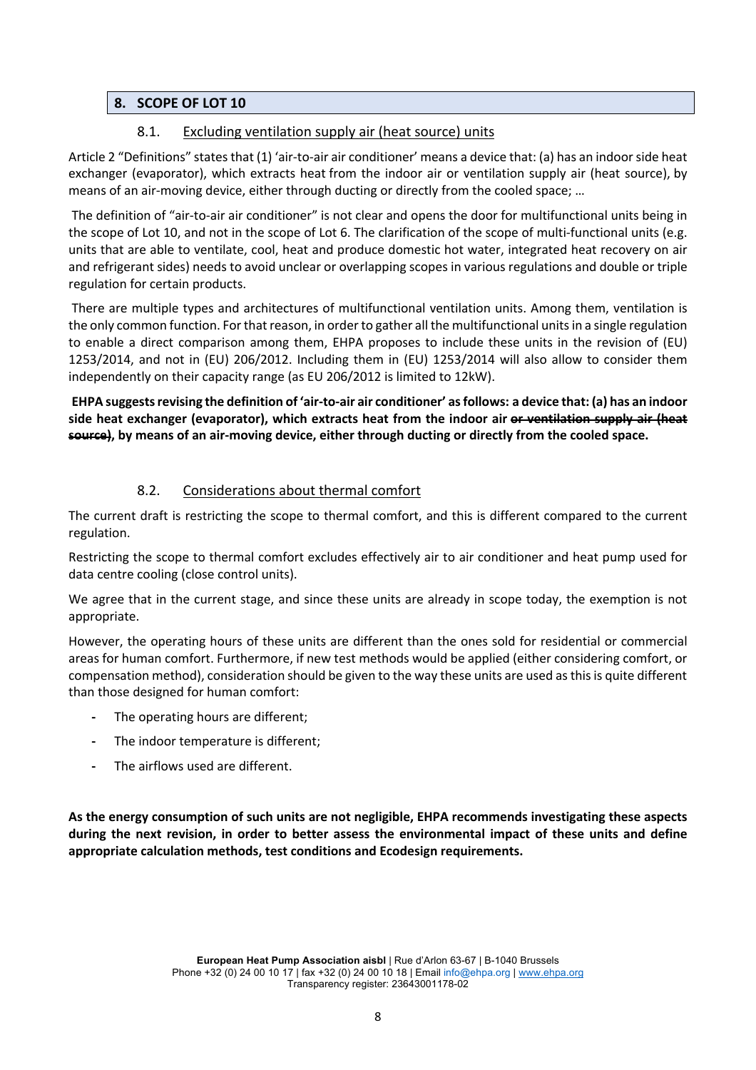## 8. SCOPE OF LOT 10

### 8.1. Excluding ventilation supply air (heat source) units

Article 2 "Definitions" states that (1) 'air-to-air air conditioner' means a device that: (a) has an indoor side heat exchanger (evaporator), which extracts heat from the indoor air or ventilation supply air (heat source), by means of an air-moving device, either through ducting or directly from the cooled space; …

The definition of "air-to-air air conditioner" is not clear and opens the door for multifunctional units being in the scope of Lot 10, and not in the scope of Lot 6. The clarification of the scope of multi-functional units (e.g. units that are able to ventilate, cool, heat and produce domestic hot water, integrated heat recovery on air and refrigerant sides) needs to avoid unclear or overlapping scopes in various regulations and double or triple regulation for certain products.

There are multiple types and architectures of multifunctional ventilation units. Among them, ventilation is the only common function. For that reason, in order to gather all the multifunctional units in a single regulation to enable a direct comparison among them, EHPA proposes to include these units in the revision of (EU) 1253/2014, and not in (EU) 206/2012. Including them in (EU) 1253/2014 will also allow to consider them independently on their capacity range (as EU 206/2012 is limited to 12kW).

**EHPA suggests revising the definition of 'air-to-air air conditioner' as follows: a device that: (a) has an indoor side heat exchanger (evaporator), which extracts heat from the indoor air ~~or ventilation supply air (heat source)~~, by means of an air-moving device, either through ducting or directly from the cooled space.**

### 8.2. Considerations about thermal comfort

The current draft is restricting the scope to thermal comfort, and this is different compared to the current regulation.

Restricting the scope to thermal comfort excludes effectively air to air conditioner and heat pump used for data centre cooling (close control units).

We agree that in the current stage, and since these units are already in scope today, the exemption is not appropriate.

However, the operating hours of these units are different than the ones sold for residential or commercial areas for human comfort. Furthermore, if new test methods would be applied (either considering comfort, or compensation method), consideration should be given to the way these units are used as this is quite different than those designed for human comfort:

- The operating hours are different;
- The indoor temperature is different;
- The airflows used are different.

**As the energy consumption of such units are not negligible, EHPA recommends investigating these aspects during the next revision, in order to better assess the environmental impact of these units and define appropriate calculation methods, test conditions and Ecodesign requirements.**